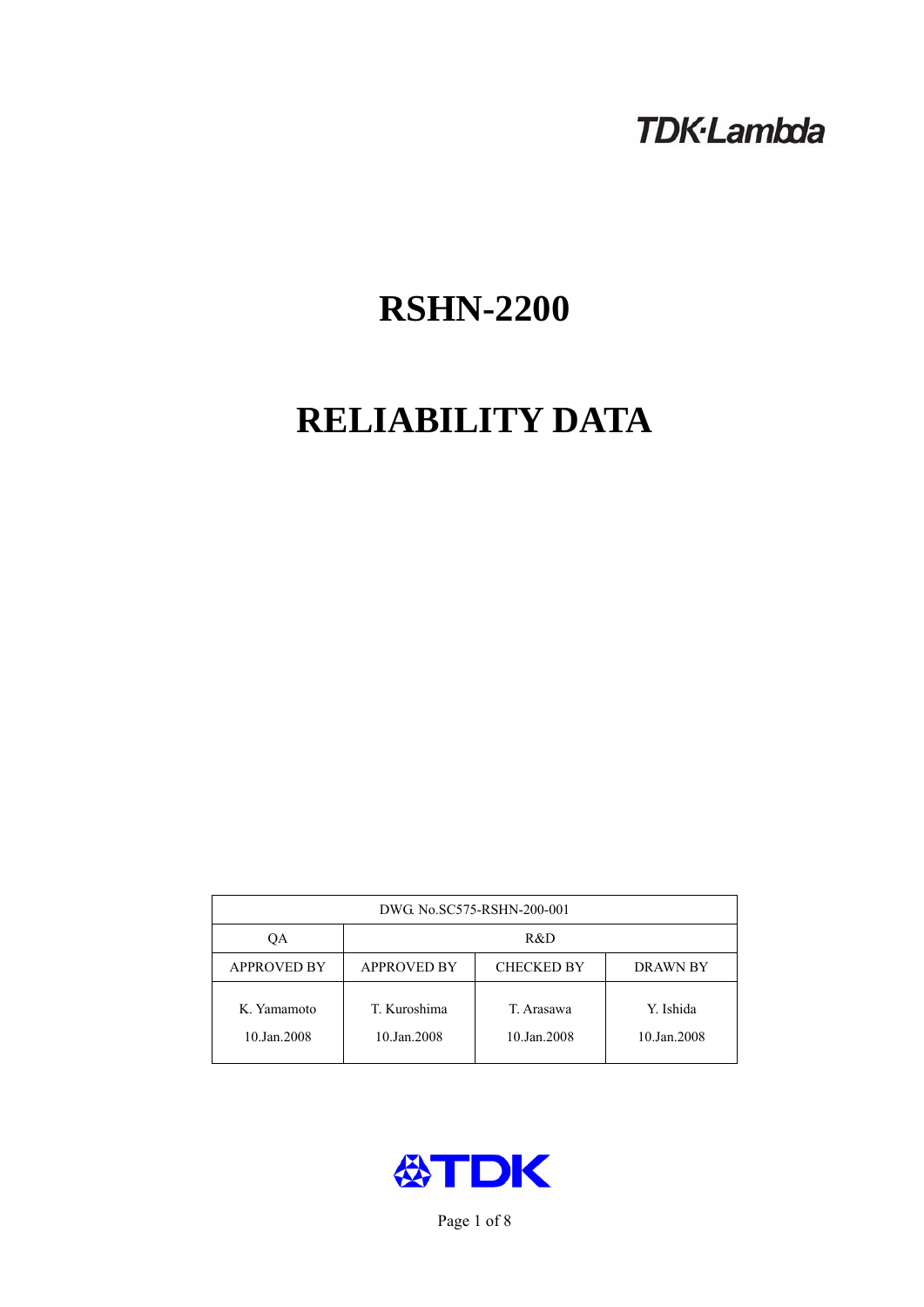TDK·Lambda

# RSHN-2200

# RELIABILITY DATA

| DWG. No.SC575-RSHN-200-001 | | | |
|---|---|---|---|
| QA | R&D | | |
| APPROVED BY | APPROVED BY | CHECKED BY | DRAWN BY |
| K. Yamamoto<br>10.Jan.2008 | T. Kuroshima<br>10.Jan.2008 | T. Arasawa<br>10.Jan.2008 | Y. Ishida<br>10.Jan.2008 |

TDK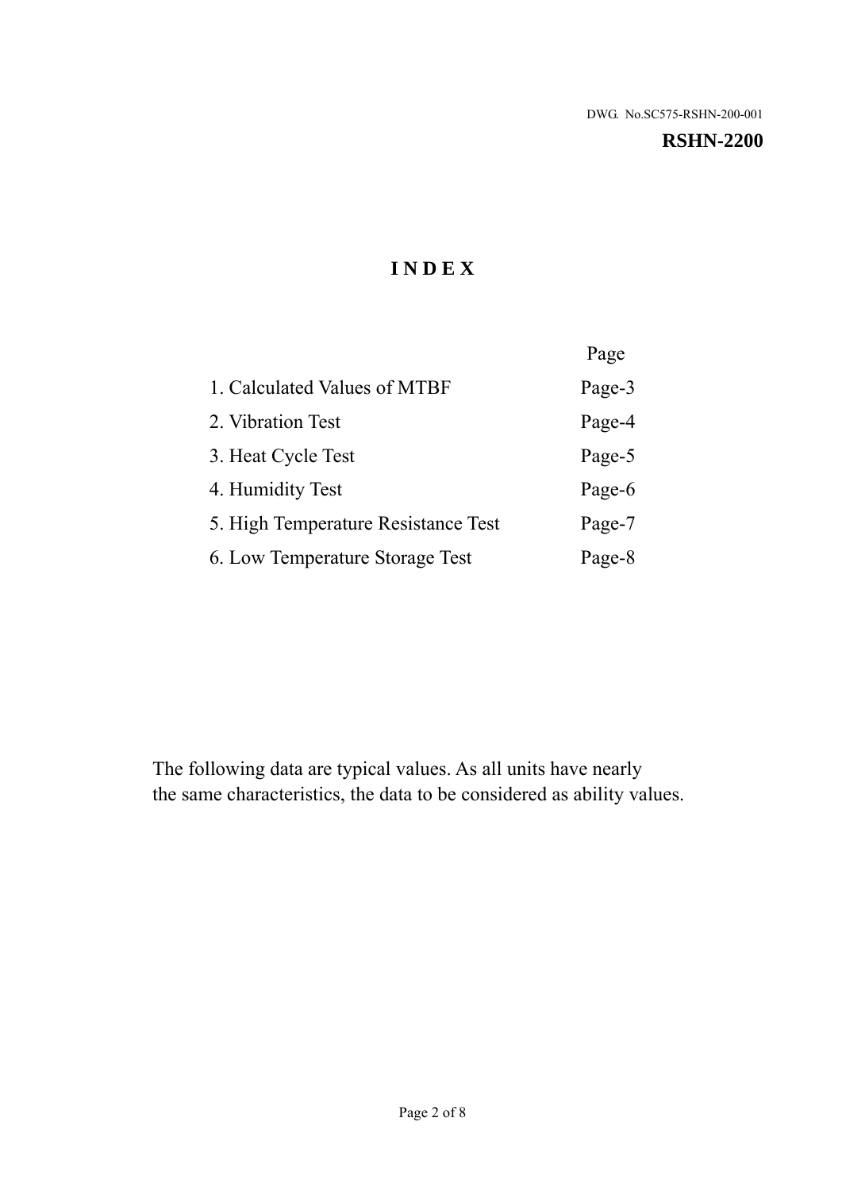DWG. No.SC575-RSHN-200-001

**RSHN-2200**

# INDEX

| | Page |
|---|---|
| 1. Calculated Values of MTBF | Page-3 |
| 2. Vibration Test | Page-4 |
| 3. Heat Cycle Test | Page-5 |
| 4. Humidity Test | Page-6 |
| 5. High Temperature Resistance Test | Page-7 |
| 6. Low Temperature Storage Test | Page-8 |

The following data are typical values. As all units have nearly the same characteristics, the data to be considered as ability values.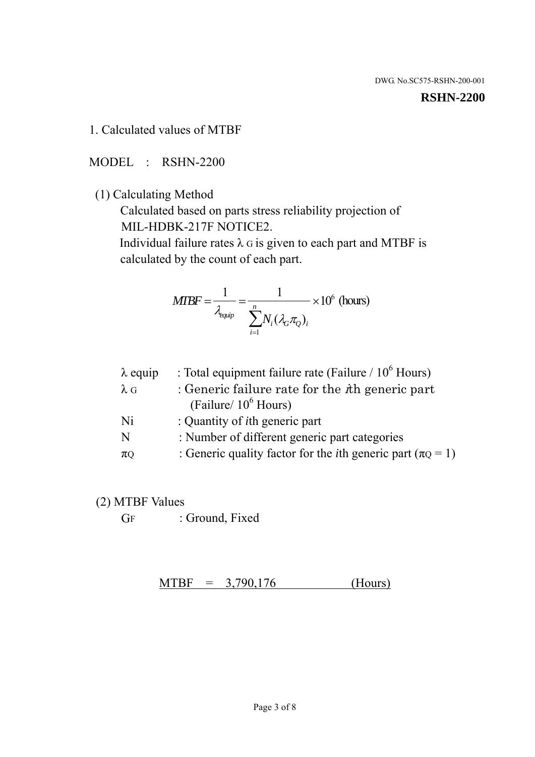DWG. No.SC575-RSHN-200-001

**RSHN-2200**

1. Calculated values of MTBF

MODEL : RSHN-2200

(1) Calculating Method

Calculated based on parts stress reliability projection of MIL-HDBK-217F NOTICE2.

Individual failure rates $\lambda_G$ is given to each part and MTBF is calculated by the count of each part.

$$MTBF = \frac{1}{\lambda_{equip}} = \frac{1}{\sum_{i=1}^{n} N_i (\lambda_G \pi_Q)_i} \times 10^6 \text{ (hours)}$$

| | |
|---|---|
| $\lambda$ equip | : Total equipment failure rate (Failure / $10^6$ Hours) |
| $\lambda_G$ | : Generic failure rate for the $i$th generic part (Failure/ $10^6$ Hours) |
| Ni | : Quantity of $i$th generic part |
| N | : Number of different generic part categories |
| $\pi_Q$ | : Generic quality factor for the $i$th generic part ($\pi_Q = 1$) |

(2) MTBF Values

$G_F$ : Ground, Fixed

MTBF = 3,790,176 (Hours)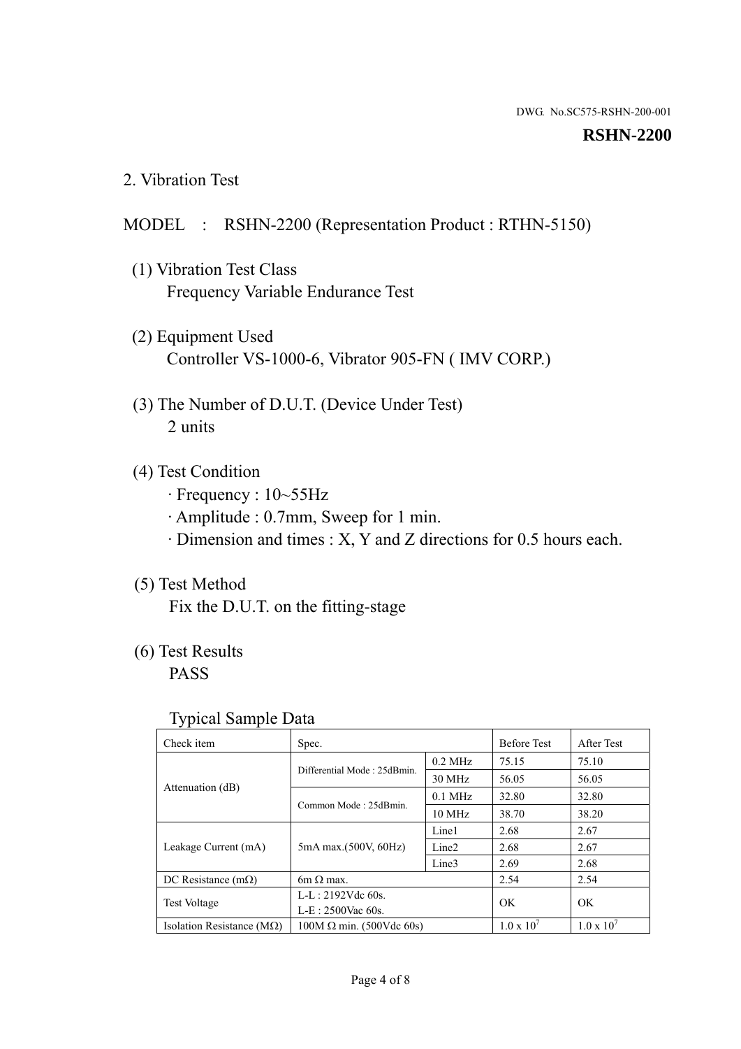DWG. No.SC575-RSHN-200-001

**RSHN-2200**

## 2. Vibration Test

MODEL : RSHN-2200 (Representation Product : RTHN-5150)

(1) Vibration Test Class
Frequency Variable Endurance Test

(2) Equipment Used
Controller VS-1000-6, Vibrator 905-FN ( IMV CORP.)

(3) The Number of D.U.T. (Device Under Test)
2 units

(4) Test Condition
· Frequency : 10~55Hz
· Amplitude : 0.7mm, Sweep for 1 min.
· Dimension and times : X, Y and Z directions for 0.5 hours each.

(5) Test Method
Fix the D.U.T. on the fitting-stage

(6) Test Results
PASS

Typical Sample Data

| Check item | Spec. | | Before Test | After Test |
|---|---|---|---|---|
| Attenuation (dB) | Differential Mode : 25dBmin. | 0.2 MHz | 75.15 | 75.10 |
| | | 30 MHz | 56.05 | 56.05 |
| | Common Mode : 25dBmin. | 0.1 MHz | 32.80 | 32.80 |
| | | 10 MHz | 38.70 | 38.20 |
| Leakage Current (mA) | 5mA max.(500V, 60Hz) | Line1 | 2.68 | 2.67 |
| | | Line2 | 2.68 | 2.67 |
| | | Line3 | 2.69 | 2.68 |
| DC Resistance (mΩ) | 6m Ω max. | | 2.54 | 2.54 |
| Test Voltage | L-L : 2192Vdc 60s.<br>L-E : 2500Vac 60s. | | OK | OK |
| Isolation Resistance (MΩ) | 100M Ω min. (500Vdc 60s) | | $1.0 \times 10^7$ | $1.0 \times 10^7$ |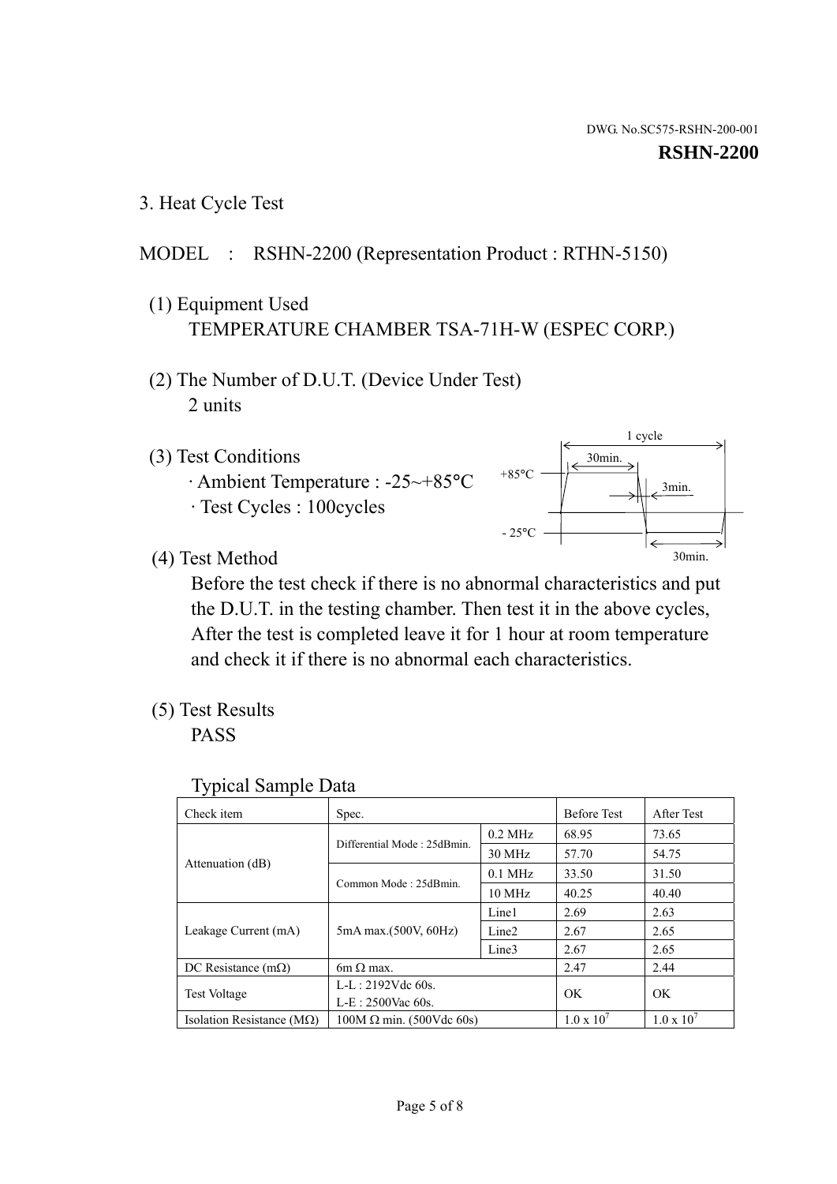DWG. No.SC575-RSHN-200-001

**RSHN-2200**

## 3. Heat Cycle Test

MODEL : RSHN-2200 (Representation Product : RTHN-5150)

(1) Equipment Used
TEMPERATURE CHAMBER TSA-71H-W (ESPEC CORP.)

(2) The Number of D.U.T. (Device Under Test)
2 units

(3) Test Conditions
· Ambient Temperature : -25~+85°C
· Test Cycles : 100cycles

1 cycle
30min.
+85°C
3min.
- 25°C
30min.

(4) Test Method
Before the test check if there is no abnormal characteristics and put the D.U.T. in the testing chamber. Then test it in the above cycles, After the test is completed leave it for 1 hour at room temperature and check it if there is no abnormal each characteristics.

(5) Test Results
PASS

Typical Sample Data

| Check item | Spec. | | Before Test | After Test |
|---|---|---|---|---|
| Attenuation (dB) | Differential Mode : 25dBmin. | 0.2 MHz | 68.95 | 73.65 |
| | | 30 MHz | 57.70 | 54.75 |
| | Common Mode : 25dBmin. | 0.1 MHz | 33.50 | 31.50 |
| | | 10 MHz | 40.25 | 40.40 |
| Leakage Current (mA) | 5mA max.(500V, 60Hz) | Line1 | 2.69 | 2.63 |
| | | Line2 | 2.67 | 2.65 |
| | | Line3 | 2.67 | 2.65 |
| DC Resistance (mΩ) | 6m Ω max. | | 2.47 | 2.44 |
| Test Voltage | L-L : 2192Vdc 60s.<br>L-E : 2500Vac 60s. | | OK | OK |
| Isolation Resistance (MΩ) | 100M Ω min. (500Vdc 60s) | | $1.0 \times 10^7$ | $1.0 \times 10^7$ |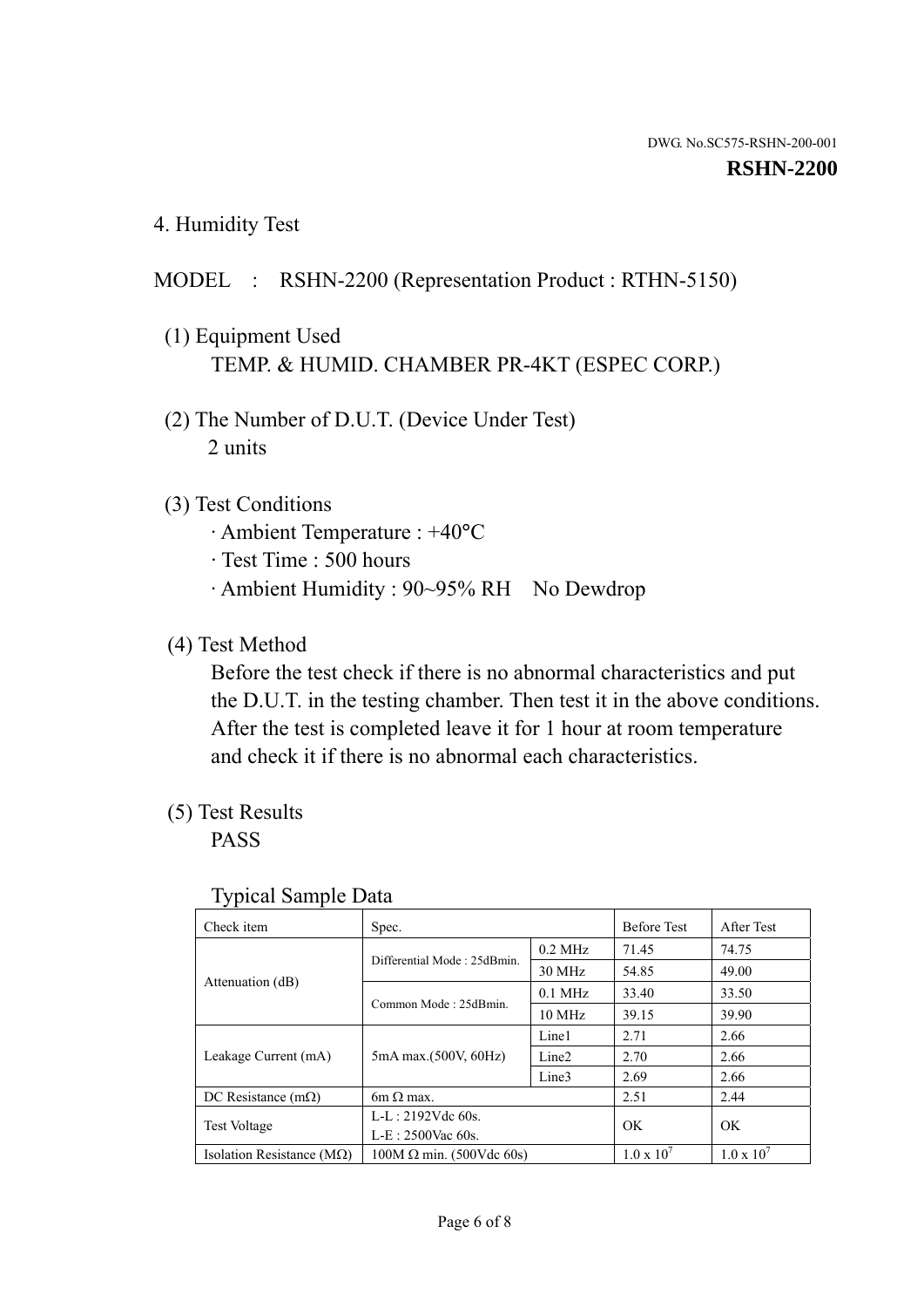DWG. No.SC575-RSHN-200-001

**RSHN-2200**

## 4. Humidity Test

MODEL : RSHN-2200 (Representation Product : RTHN-5150)

(1) Equipment Used

TEMP. & HUMID. CHAMBER PR-4KT (ESPEC CORP.)

(2) The Number of D.U.T. (Device Under Test)

2 units

(3) Test Conditions

· Ambient Temperature : +40°C

· Test Time : 500 hours

· Ambient Humidity : 90~95% RH No Dewdrop

(4) Test Method

Before the test check if there is no abnormal characteristics and put the D.U.T. in the testing chamber. Then test it in the above conditions. After the test is completed leave it for 1 hour at room temperature and check it if there is no abnormal each characteristics.

(5) Test Results

PASS

Typical Sample Data

| Check item | Spec. | | Before Test | After Test |
|---|---|---|---|---|
| Attenuation (dB) | Differential Mode : 25dBmin. | 0.2 MHz | 71.45 | 74.75 |
| | | 30 MHz | 54.85 | 49.00 |
| | Common Mode : 25dBmin. | 0.1 MHz | 33.40 | 33.50 |
| | | 10 MHz | 39.15 | 39.90 |
| Leakage Current (mA) | 5mA max.(500V, 60Hz) | Line1 | 2.71 | 2.66 |
| | | Line2 | 2.70 | 2.66 |
| | | Line3 | 2.69 | 2.66 |
| DC Resistance (mΩ) | 6m Ω max. | | 2.51 | 2.44 |
| Test Voltage | L-L : 2192Vdc 60s.<br>L-E : 2500Vac 60s. | | OK | OK |
| Isolation Resistance (MΩ) | 100M Ω min. (500Vdc 60s) | | $1.0 \times 10^7$ | $1.0 \times 10^7$ |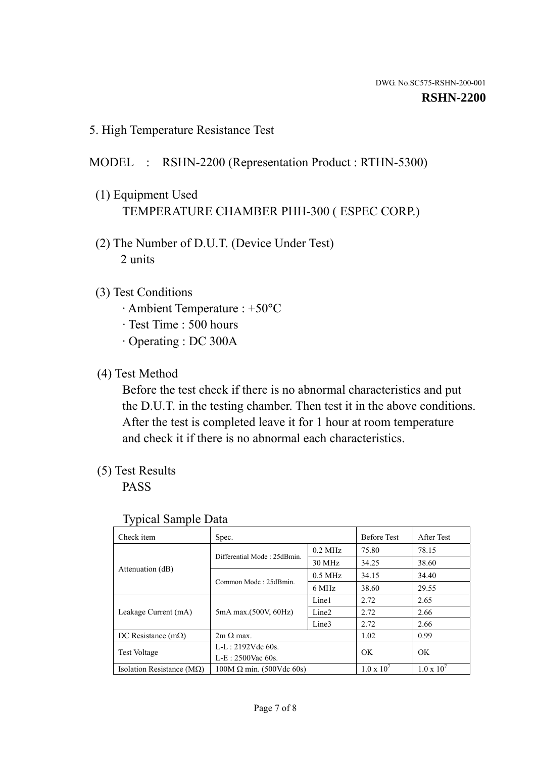DWG. No.SC575-RSHN-200-001

**RSHN-2200**

## 5. High Temperature Resistance Test

MODEL : RSHN-2200 (Representation Product : RTHN-5300)

(1) Equipment Used

TEMPERATURE CHAMBER PHH-300 ( ESPEC CORP.)

(2) The Number of D.U.T. (Device Under Test)

2 units

(3) Test Conditions

- Ambient Temperature : +50°C
- Test Time : 500 hours
- Operating : DC 300A

(4) Test Method

Before the test check if there is no abnormal characteristics and put the D.U.T. in the testing chamber. Then test it in the above conditions. After the test is completed leave it for 1 hour at room temperature and check it if there is no abnormal each characteristics.

(5) Test Results

PASS

Typical Sample Data

| Check item | Spec. | | Before Test | After Test |
|---|---|---|---|---|
| Attenuation (dB) | Differential Mode : 25dBmin. | 0.2 MHz | 75.80 | 78.15 |
| | | 30 MHz | 34.25 | 38.60 |
| | Common Mode : 25dBmin. | 0.5 MHz | 34.15 | 34.40 |
| | | 6 MHz | 38.60 | 29.55 |
| Leakage Current (mA) | 5mA max.(500V, 60Hz) | Line1 | 2.72 | 2.65 |
| | | Line2 | 2.72 | 2.66 |
| | | Line3 | 2.72 | 2.66 |
| DC Resistance (mΩ) | 2m Ω max. | | 1.02 | 0.99 |
| Test Voltage | L-L : 2192Vdc 60s.<br>L-E : 2500Vac 60s. | | OK | OK |
| Isolation Resistance (MΩ) | 100M Ω min. (500Vdc 60s) | | $1.0 \times 10^7$ | $1.0 \times 10^7$ |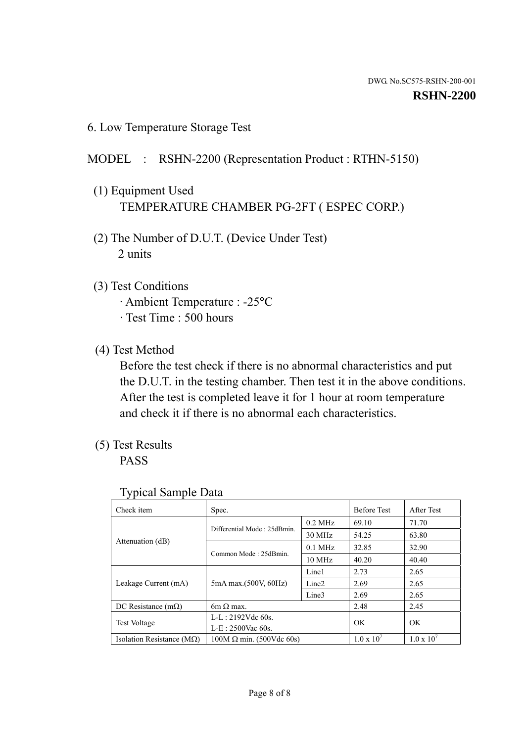DWG. No.SC575-RSHN-200-001

**RSHN-2200**

## 6. Low Temperature Storage Test

MODEL : RSHN-2200 (Representation Product : RTHN-5150)

(1) Equipment Used
TEMPERATURE CHAMBER PG-2FT ( ESPEC CORP.)

(2) The Number of D.U.T. (Device Under Test)
2 units

(3) Test Conditions
· Ambient Temperature : -25°C
· Test Time : 500 hours

(4) Test Method
Before the test check if there is no abnormal characteristics and put the D.U.T. in the testing chamber. Then test it in the above conditions. After the test is completed leave it for 1 hour at room temperature and check it if there is no abnormal each characteristics.

(5) Test Results
PASS

Typical Sample Data

| Check item | Spec. | | Before Test | After Test |
|---|---|---|---|---|
| Attenuation (dB) | Differential Mode : 25dBmin. | 0.2 MHz | 69.10 | 71.70 |
| | | 30 MHz | 54.25 | 63.80 |
| | Common Mode : 25dBmin. | 0.1 MHz | 32.85 | 32.90 |
| | | 10 MHz | 40.20 | 40.40 |
| Leakage Current (mA) | 5mA max.(500V, 60Hz) | Line1 | 2.73 | 2.65 |
| | | Line2 | 2.69 | 2.65 |
| | | Line3 | 2.69 | 2.65 |
| DC Resistance (mΩ) | 6m Ω max. | | 2.48 | 2.45 |
| Test Voltage | L-L : 2192Vdc 60s.<br>L-E : 2500Vac 60s. | | OK | OK |
| Isolation Resistance (MΩ) | 100M Ω min. (500Vdc 60s) | | $1.0 \times 10^7$ | $1.0 \times 10^7$ |